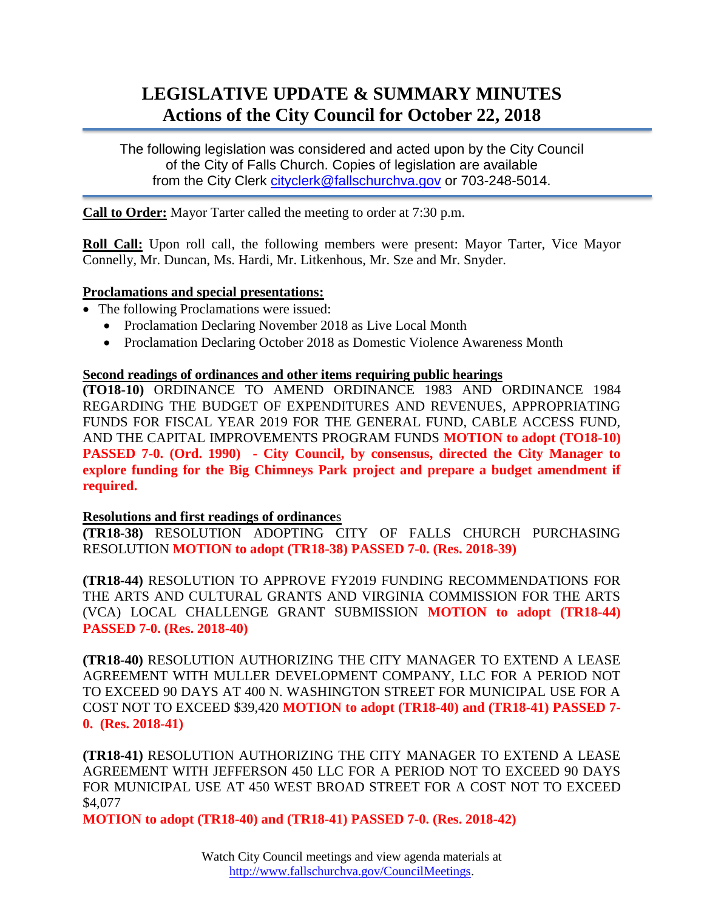# LEGISLATIVE UPDATE & SUMMARY MINUTES
## Actions of the City Council for October 22, 2018

The following legislation was considered and acted upon by the City Council of the City of Falls Church. Copies of legislation are available from the City Clerk cityclerk@fallschurchva.gov or 703-248-5014.

**Call to Order:** Mayor Tarter called the meeting to order at 7:30 p.m.

**Roll Call:** Upon roll call, the following members were present: Mayor Tarter, Vice Mayor Connelly, Mr. Duncan, Ms. Hardi, Mr. Litkenhous, Mr. Sze and Mr. Snyder.

**Proclamations and special presentations:**

- The following Proclamations were issued:
  - Proclamation Declaring November 2018 as Live Local Month
  - Proclamation Declaring October 2018 as Domestic Violence Awareness Month

**Second readings of ordinances and other items requiring public hearings**

**(TO18-10)** ORDINANCE TO AMEND ORDINANCE 1983 AND ORDINANCE 1984 REGARDING THE BUDGET OF EXPENDITURES AND REVENUES, APPROPRIATING FUNDS FOR FISCAL YEAR 2019 FOR THE GENERAL FUND, CABLE ACCESS FUND, AND THE CAPITAL IMPROVEMENTS PROGRAM FUNDS **MOTION to adopt (TO18-10) PASSED 7-0. (Ord. 1990) - City Council, by consensus, directed the City Manager to explore funding for the Big Chimneys Park project and prepare a budget amendment if required.**

**Resolutions and first readings of ordinances**

**(TR18-38)** RESOLUTION ADOPTING CITY OF FALLS CHURCH PURCHASING RESOLUTION **MOTION to adopt (TR18-38) PASSED 7-0. (Res. 2018-39)**

**(TR18-44)** RESOLUTION TO APPROVE FY2019 FUNDING RECOMMENDATIONS FOR THE ARTS AND CULTURAL GRANTS AND VIRGINIA COMMISSION FOR THE ARTS (VCA) LOCAL CHALLENGE GRANT SUBMISSION **MOTION to adopt (TR18-44) PASSED 7-0. (Res. 2018-40)**

**(TR18-40)** RESOLUTION AUTHORIZING THE CITY MANAGER TO EXTEND A LEASE AGREEMENT WITH MULLER DEVELOPMENT COMPANY, LLC FOR A PERIOD NOT TO EXCEED 90 DAYS AT 400 N. WASHINGTON STREET FOR MUNICIPAL USE FOR A COST NOT TO EXCEED $39,420 **MOTION to adopt (TR18-40) and (TR18-41) PASSED 7-0. (Res. 2018-41)**

**(TR18-41)** RESOLUTION AUTHORIZING THE CITY MANAGER TO EXTEND A LEASE AGREEMENT WITH JEFFERSON 450 LLC FOR A PERIOD NOT TO EXCEED 90 DAYS FOR MUNICIPAL USE AT 450 WEST BROAD STREET FOR A COST NOT TO EXCEED $4,077
**MOTION to adopt (TR18-40) and (TR18-41) PASSED 7-0. (Res. 2018-42)**

Watch City Council meetings and view agenda materials at http://www.fallschurchva.gov/CouncilMeetings.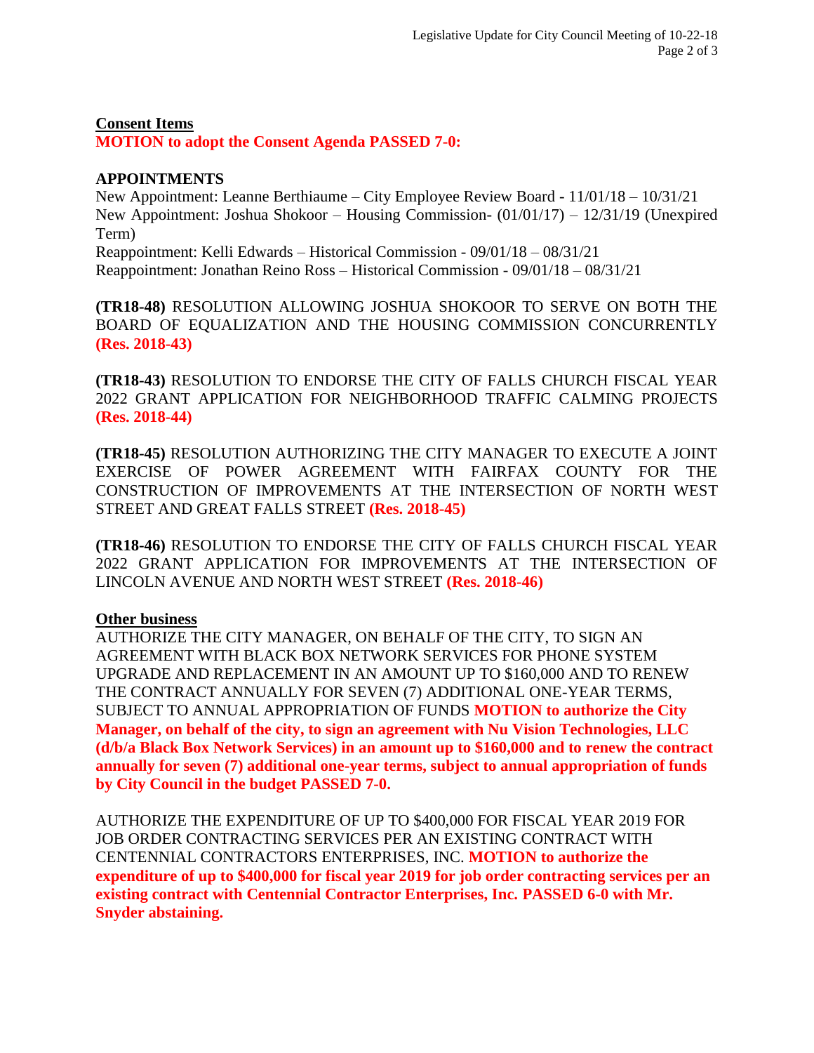**Consent Items**

**MOTION to adopt the Consent Agenda PASSED 7-0:**

**APPOINTMENTS**

New Appointment: Leanne Berthiaume – City Employee Review Board - 11/01/18 – 10/31/21
New Appointment: Joshua Shokoor – Housing Commission- (01/01/17) – 12/31/19 (Unexpired Term)
Reappointment: Kelli Edwards – Historical Commission - 09/01/18 – 08/31/21
Reappointment: Jonathan Reino Ross – Historical Commission - 09/01/18 – 08/31/21

**(TR18-48)** RESOLUTION ALLOWING JOSHUA SHOKOOR TO SERVE ON BOTH THE BOARD OF EQUALIZATION AND THE HOUSING COMMISSION CONCURRENTLY **(Res. 2018-43)**

**(TR18-43)** RESOLUTION TO ENDORSE THE CITY OF FALLS CHURCH FISCAL YEAR 2022 GRANT APPLICATION FOR NEIGHBORHOOD TRAFFIC CALMING PROJECTS **(Res. 2018-44)**

**(TR18-45)** RESOLUTION AUTHORIZING THE CITY MANAGER TO EXECUTE A JOINT EXERCISE OF POWER AGREEMENT WITH FAIRFAX COUNTY FOR THE CONSTRUCTION OF IMPROVEMENTS AT THE INTERSECTION OF NORTH WEST STREET AND GREAT FALLS STREET **(Res. 2018-45)**

**(TR18-46)** RESOLUTION TO ENDORSE THE CITY OF FALLS CHURCH FISCAL YEAR 2022 GRANT APPLICATION FOR IMPROVEMENTS AT THE INTERSECTION OF LINCOLN AVENUE AND NORTH WEST STREET **(Res. 2018-46)**

**Other business**

AUTHORIZE THE CITY MANAGER, ON BEHALF OF THE CITY, TO SIGN AN AGREEMENT WITH BLACK BOX NETWORK SERVICES FOR PHONE SYSTEM UPGRADE AND REPLACEMENT IN AN AMOUNT UP TO $160,000 AND TO RENEW THE CONTRACT ANNUALLY FOR SEVEN (7) ADDITIONAL ONE-YEAR TERMS, SUBJECT TO ANNUAL APPROPRIATION OF FUNDS **MOTION to authorize the City Manager, on behalf of the city, to sign an agreement with Nu Vision Technologies, LLC (d/b/a Black Box Network Services) in an amount up to $160,000 and to renew the contract annually for seven (7) additional one-year terms, subject to annual appropriation of funds by City Council in the budget PASSED 7-0.**

AUTHORIZE THE EXPENDITURE OF UP TO $400,000 FOR FISCAL YEAR 2019 FOR JOB ORDER CONTRACTING SERVICES PER AN EXISTING CONTRACT WITH CENTENNIAL CONTRACTORS ENTERPRISES, INC. **MOTION to authorize the expenditure of up to $400,000 for fiscal year 2019 for job order contracting services per an existing contract with Centennial Contractor Enterprises, Inc. PASSED 6-0 with Mr. Snyder abstaining.**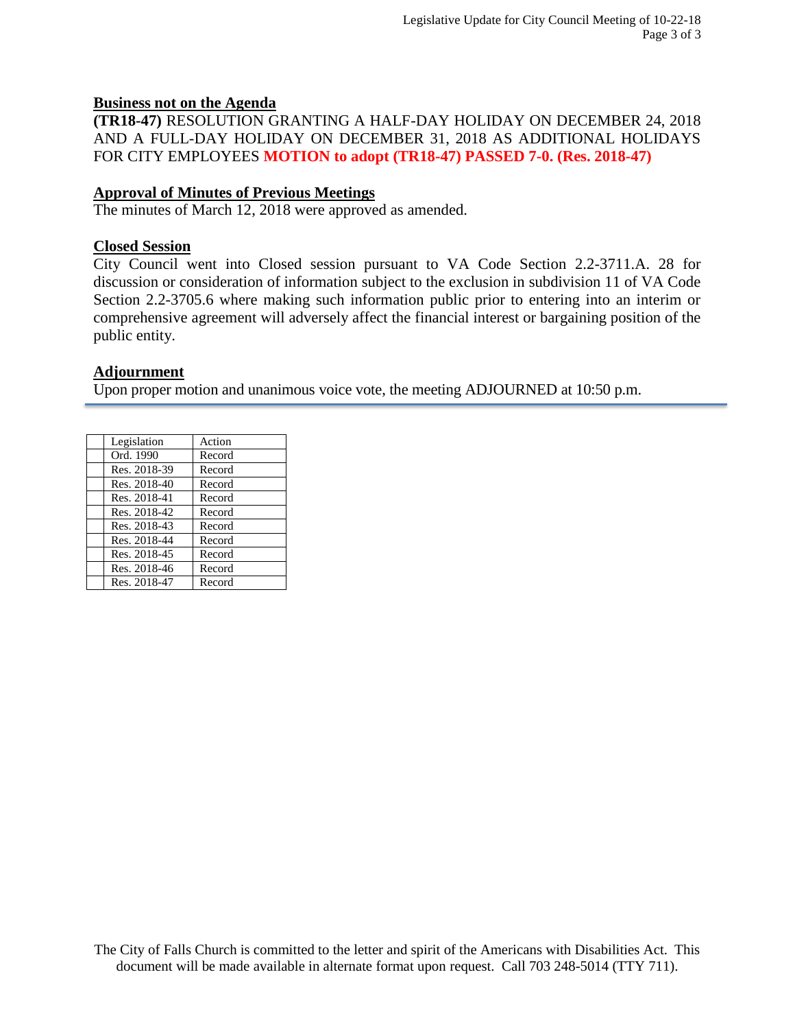## Business not on the Agenda

**(TR18-47)** RESOLUTION GRANTING A HALF-DAY HOLIDAY ON DECEMBER 24, 2018 AND A FULL-DAY HOLIDAY ON DECEMBER 31, 2018 AS ADDITIONAL HOLIDAYS FOR CITY EMPLOYEES **MOTION to adopt (TR18-47) PASSED 7-0. (Res. 2018-47)**

## Approval of Minutes of Previous Meetings

The minutes of March 12, 2018 were approved as amended.

## Closed Session

City Council went into Closed session pursuant to VA Code Section 2.2-3711.A. 28 for discussion or consideration of information subject to the exclusion in subdivision 11 of VA Code Section 2.2-3705.6 where making such information public prior to entering into an interim or comprehensive agreement will adversely affect the financial interest or bargaining position of the public entity.

## Adjournment

Upon proper motion and unanimous voice vote, the meeting ADJOURNED at 10:50 p.m.

| | Legislation | Action |
|---|---|---|
| | Ord. 1990 | Record |
| | Res. 2018-39 | Record |
| | Res. 2018-40 | Record |
| | Res. 2018-41 | Record |
| | Res. 2018-42 | Record |
| | Res. 2018-43 | Record |
| | Res. 2018-44 | Record |
| | Res. 2018-45 | Record |
| | Res. 2018-46 | Record |
| | Res. 2018-47 | Record |

The City of Falls Church is committed to the letter and spirit of the Americans with Disabilities Act. This document will be made available in alternate format upon request. Call 703 248-5014 (TTY 711).